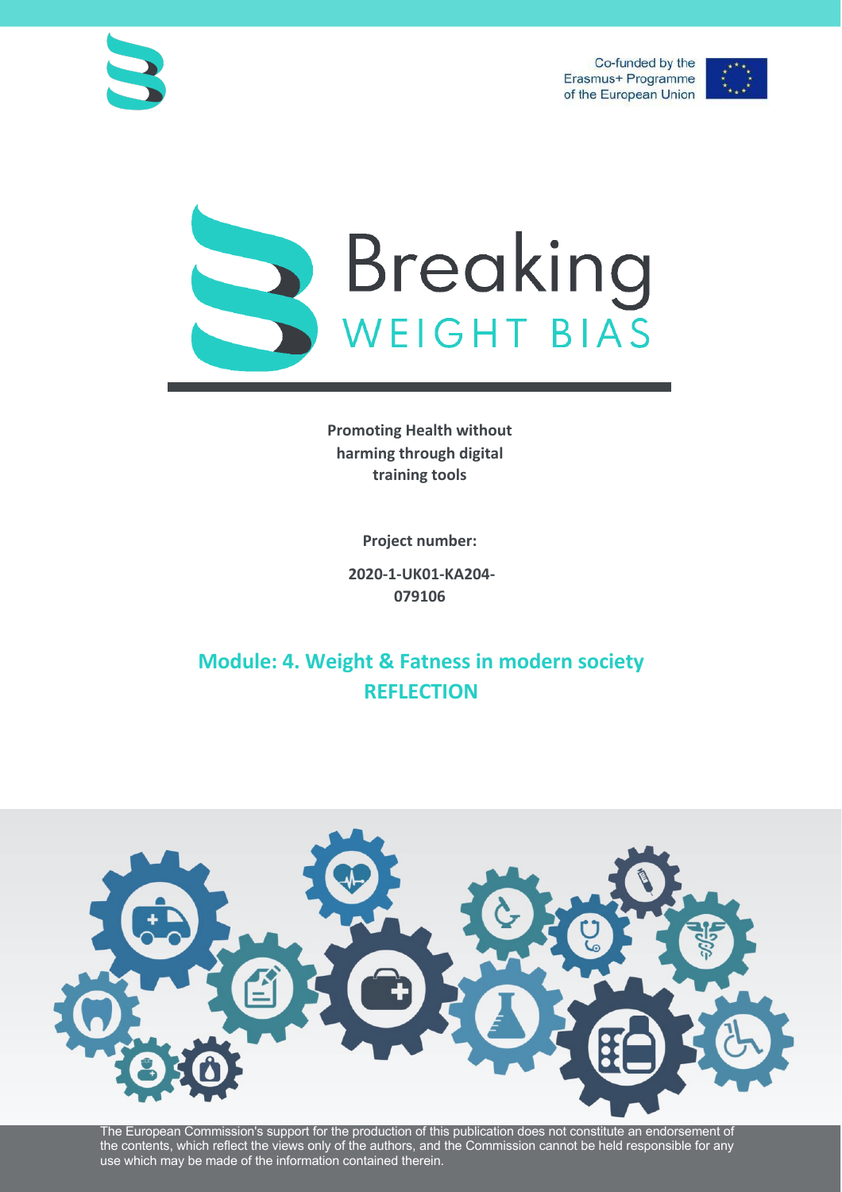Co-funded by the Erasmus+ Programme of the European Union

# Breaking WEIGHT BIAS

**Promoting Health without harming through digital training tools**

**Project number:**

**2020-1-UK01-KA204-079106**

## Module: 4. Weight & Fatness in modern society

## REFLECTION

The European Commission's support for the production of this publication does not constitute an endorsement of the contents, which reflect the views only of the authors, and the Commission cannot be held responsible for any use which may be made of the information contained therein.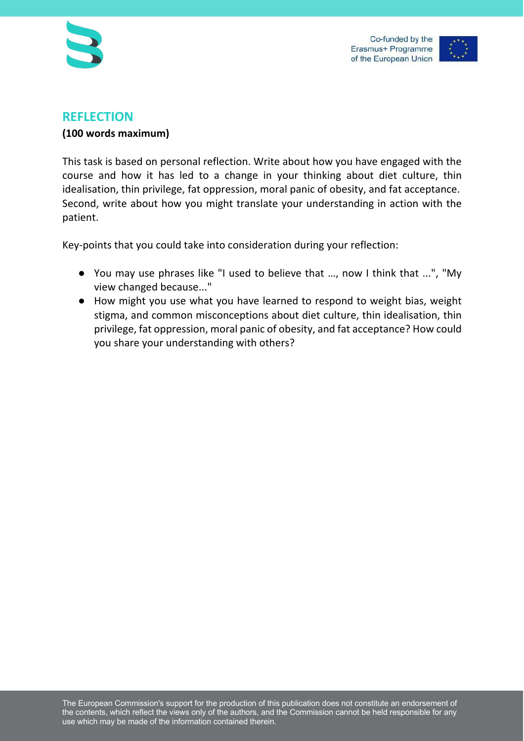## REFLECTION

**(100 words maximum)**

This task is based on personal reflection. Write about how you have engaged with the course and how it has led to a change in your thinking about diet culture, thin idealisation, thin privilege, fat oppression, moral panic of obesity, and fat acceptance. Second, write about how you might translate your understanding in action with the patient.

Key-points that you could take into consideration during your reflection:

- You may use phrases like "I used to believe that …, now I think that ...", "My view changed because..."
- How might you use what you have learned to respond to weight bias, weight stigma, and common misconceptions about diet culture, thin idealisation, thin privilege, fat oppression, moral panic of obesity, and fat acceptance? How could you share your understanding with others?